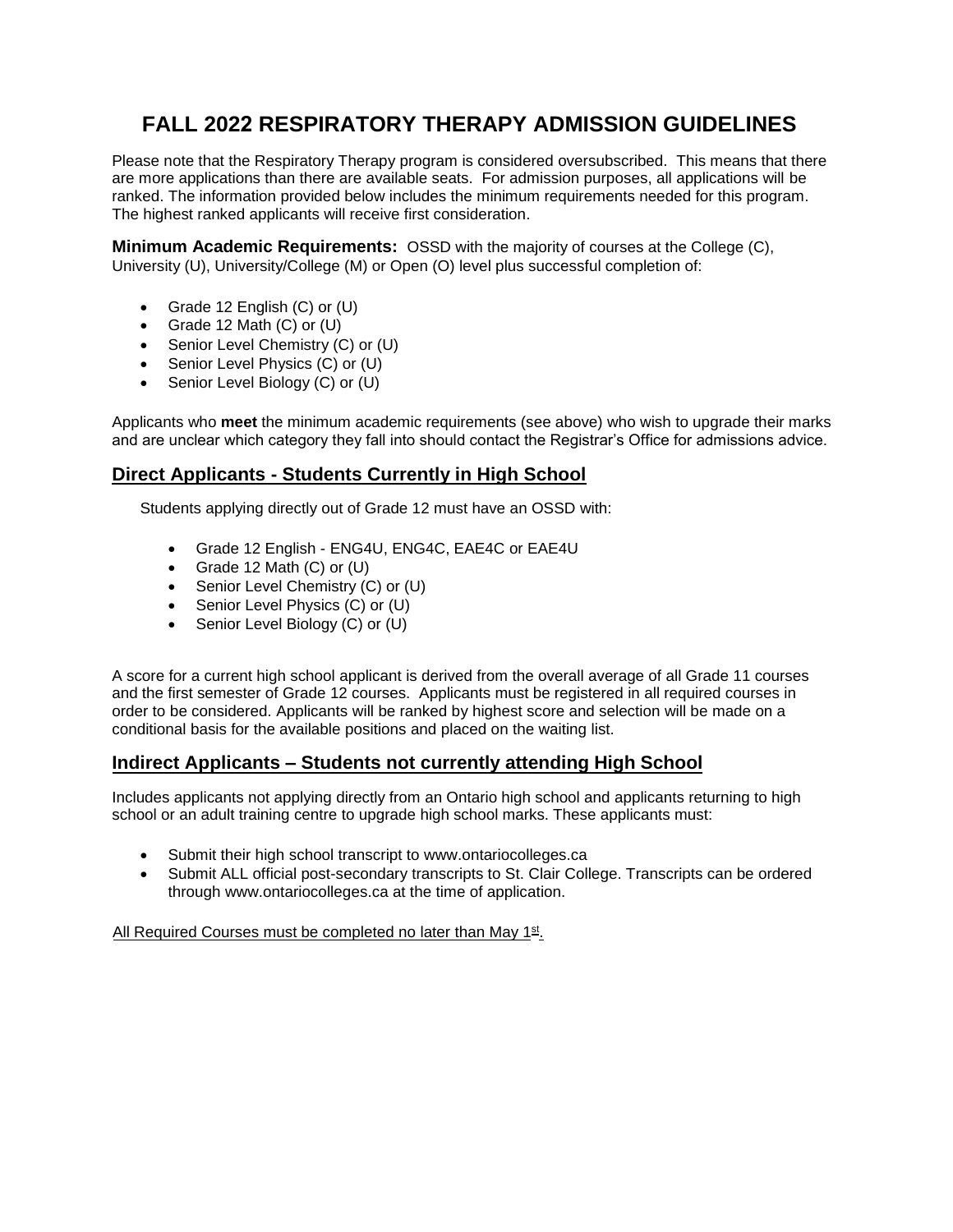# FALL 2022 RESPIRATORY THERAPY ADMISSION GUIDELINES

Please note that the Respiratory Therapy program is considered oversubscribed. This means that there are more applications than there are available seats. For admission purposes, all applications will be ranked. The information provided below includes the minimum requirements needed for this program. The highest ranked applicants will receive first consideration.

**Minimum Academic Requirements:** OSSD with the majority of courses at the College (C), University (U), University/College (M) or Open (O) level plus successful completion of:

- Grade 12 English (C) or (U)
- Grade 12 Math (C) or (U)
- Senior Level Chemistry (C) or (U)
- Senior Level Physics (C) or (U)
- Senior Level Biology (C) or (U)

Applicants who **meet** the minimum academic requirements (see above) who wish to upgrade their marks and are unclear which category they fall into should contact the Registrar's Office for admissions advice.

## Direct Applicants - Students Currently in High School

Students applying directly out of Grade 12 must have an OSSD with:

- Grade 12 English - ENG4U, ENG4C, EAE4C or EAE4U
- Grade 12 Math (C) or (U)
- Senior Level Chemistry (C) or (U)
- Senior Level Physics (C) or (U)
- Senior Level Biology (C) or (U)

A score for a current high school applicant is derived from the overall average of all Grade 11 courses and the first semester of Grade 12 courses. Applicants must be registered in all required courses in order to be considered. Applicants will be ranked by highest score and selection will be made on a conditional basis for the available positions and placed on the waiting list.

## Indirect Applicants – Students not currently attending High School

Includes applicants not applying directly from an Ontario high school and applicants returning to high school or an adult training centre to upgrade high school marks. These applicants must:

- Submit their high school transcript to www.ontariocolleges.ca
- Submit ALL official post-secondary transcripts to St. Clair College. Transcripts can be ordered through www.ontariocolleges.ca at the time of application.

All Required Courses must be completed no later than May 1st.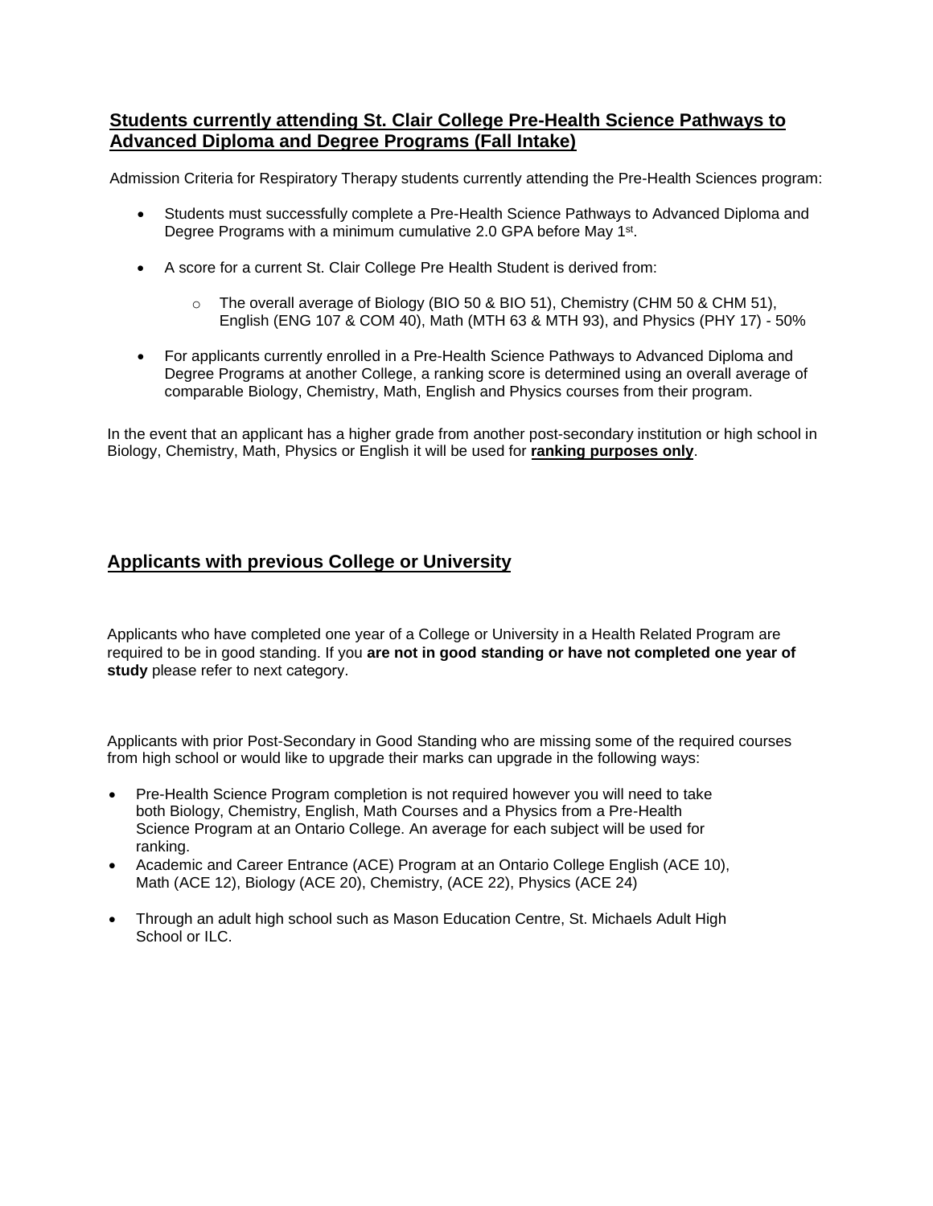## Students currently attending St. Clair College Pre-Health Science Pathways to Advanced Diploma and Degree Programs (Fall Intake)

Admission Criteria for Respiratory Therapy students currently attending the Pre-Health Sciences program:

- Students must successfully complete a Pre-Health Science Pathways to Advanced Diploma and Degree Programs with a minimum cumulative 2.0 GPA before May 1st.
- A score for a current St. Clair College Pre Health Student is derived from:
  - The overall average of Biology (BIO 50 & BIO 51), Chemistry (CHM 50 & CHM 51), English (ENG 107 & COM 40), Math (MTH 63 & MTH 93), and Physics (PHY 17) - 50%
- For applicants currently enrolled in a Pre-Health Science Pathways to Advanced Diploma and Degree Programs at another College, a ranking score is determined using an overall average of comparable Biology, Chemistry, Math, English and Physics courses from their program.

In the event that an applicant has a higher grade from another post-secondary institution or high school in Biology, Chemistry, Math, Physics or English it will be used for **ranking purposes only**.

## Applicants with previous College or University

Applicants who have completed one year of a College or University in a Health Related Program are required to be in good standing. If you **are not in good standing or have not completed one year of study** please refer to next category.

Applicants with prior Post-Secondary in Good Standing who are missing some of the required courses from high school or would like to upgrade their marks can upgrade in the following ways:

- Pre-Health Science Program completion is not required however you will need to take both Biology, Chemistry, English, Math Courses and a Physics from a Pre-Health Science Program at an Ontario College. An average for each subject will be used for ranking.
- Academic and Career Entrance (ACE) Program at an Ontario College English (ACE 10), Math (ACE 12), Biology (ACE 20), Chemistry, (ACE 22), Physics (ACE 24)
- Through an adult high school such as Mason Education Centre, St. Michaels Adult High School or ILC.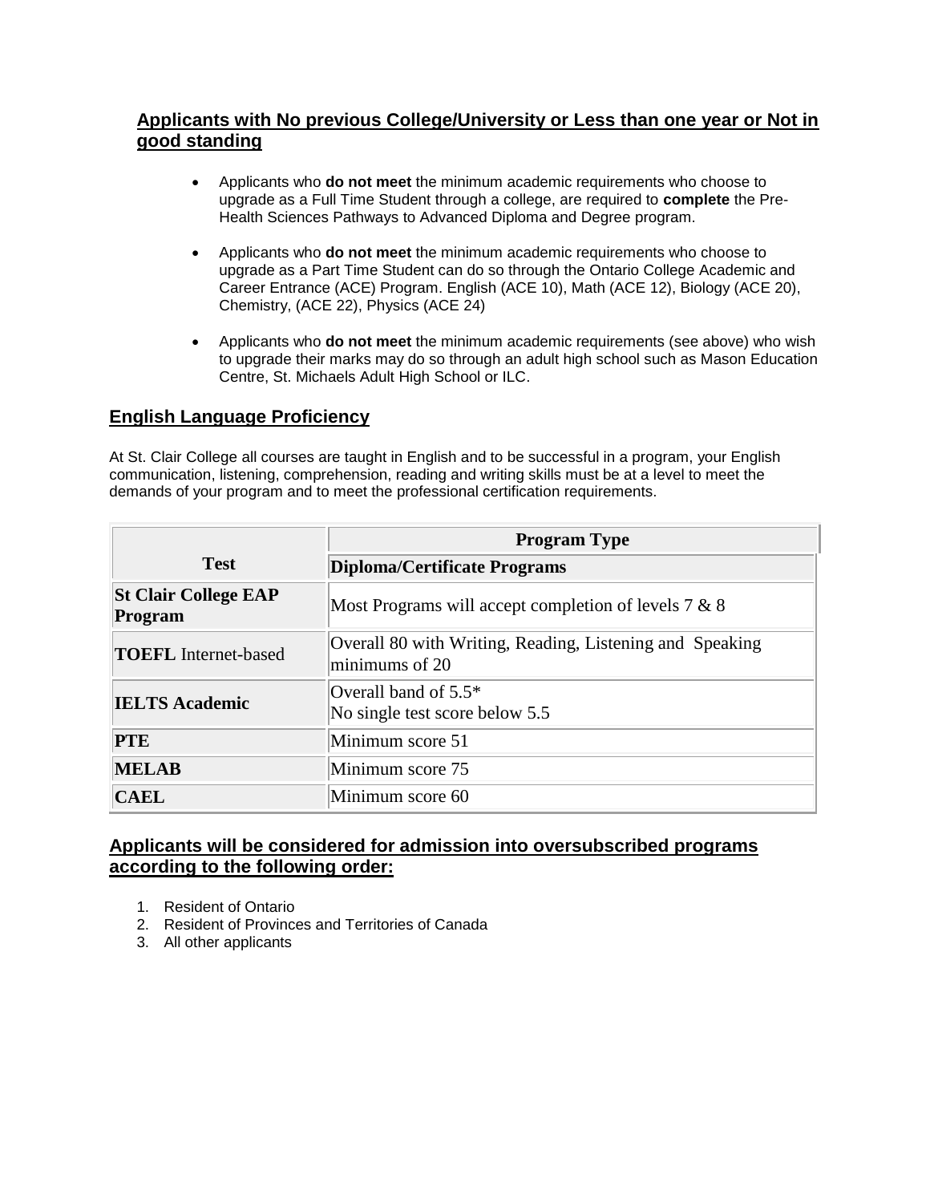## Applicants with No previous College/University or Less than one year or Not in good standing

- Applicants who **do not meet** the minimum academic requirements who choose to upgrade as a Full Time Student through a college, are required to **complete** the Pre-Health Sciences Pathways to Advanced Diploma and Degree program.
- Applicants who **do not meet** the minimum academic requirements who choose to upgrade as a Part Time Student can do so through the Ontario College Academic and Career Entrance (ACE) Program. English (ACE 10), Math (ACE 12), Biology (ACE 20), Chemistry, (ACE 22), Physics (ACE 24)
- Applicants who **do not meet** the minimum academic requirements (see above) who wish to upgrade their marks may do so through an adult high school such as Mason Education Centre, St. Michaels Adult High School or ILC.

## English Language Proficiency

At St. Clair College all courses are taught in English and to be successful in a program, your English communication, listening, comprehension, reading and writing skills must be at a level to meet the demands of your program and to meet the professional certification requirements.

| Test | Program Type |
|---|---|
| | **Diploma/Certificate Programs** |
| **St Clair College EAP Program** | Most Programs will accept completion of levels 7 & 8 |
| **TOEFL** Internet-based | Overall 80 with Writing, Reading, Listening and Speaking minimums of 20 |
| **IELTS Academic** | Overall band of 5.5* No single test score below 5.5 |
| **PTE** | Minimum score 51 |
| **MELAB** | Minimum score 75 |
| **CAEL** | Minimum score 60 |

## Applicants will be considered for admission into oversubscribed programs according to the following order:

1. Resident of Ontario
2. Resident of Provinces and Territories of Canada
3. All other applicants